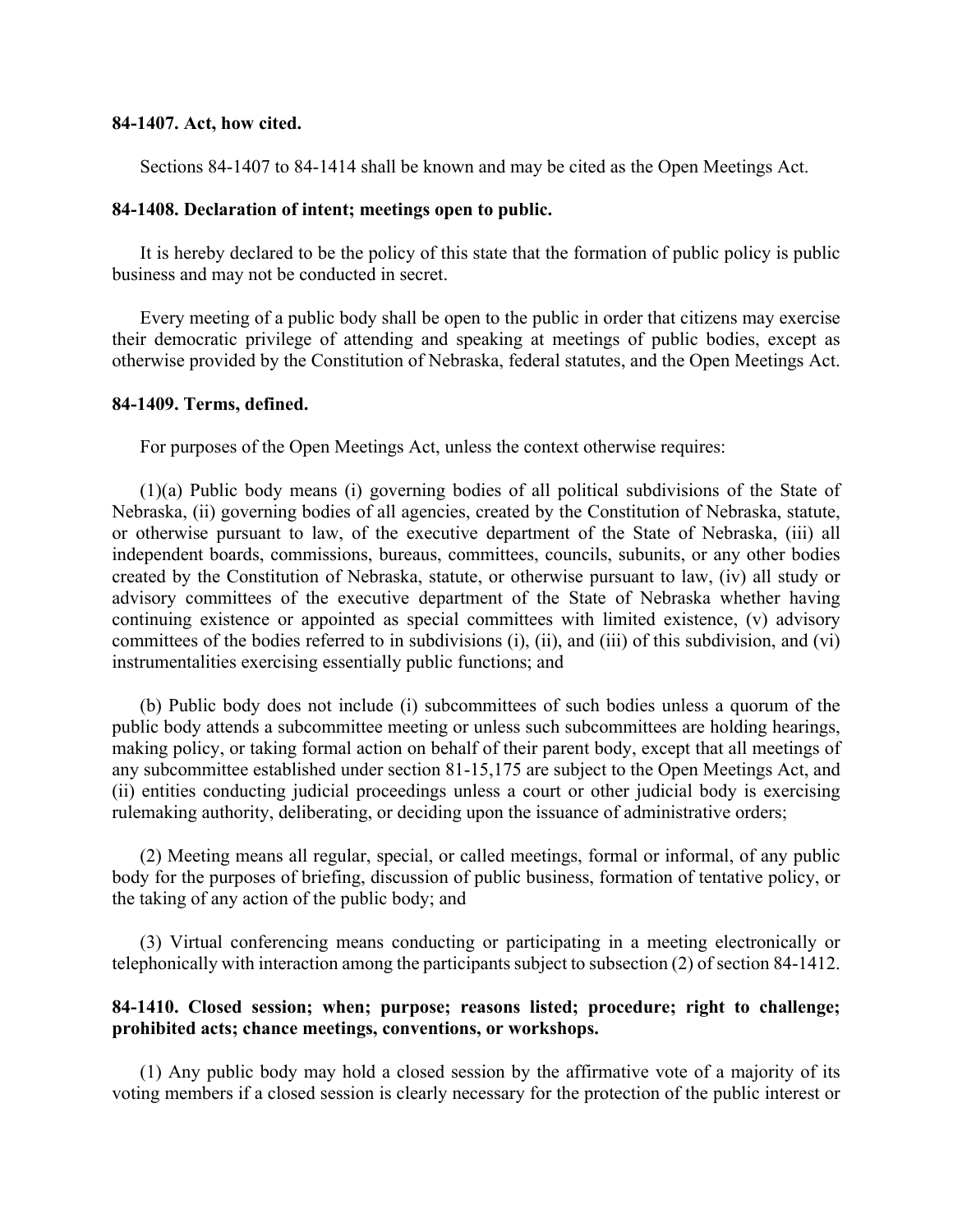**84-1407. Act, how cited.**

Sections 84-1407 to 84-1414 shall be known and may be cited as the Open Meetings Act.

**84-1408. Declaration of intent; meetings open to public.**

It is hereby declared to be the policy of this state that the formation of public policy is public business and may not be conducted in secret.

Every meeting of a public body shall be open to the public in order that citizens may exercise their democratic privilege of attending and speaking at meetings of public bodies, except as otherwise provided by the Constitution of Nebraska, federal statutes, and the Open Meetings Act.

**84-1409. Terms, defined.**

For purposes of the Open Meetings Act, unless the context otherwise requires:

(1)(a) Public body means (i) governing bodies of all political subdivisions of the State of Nebraska, (ii) governing bodies of all agencies, created by the Constitution of Nebraska, statute, or otherwise pursuant to law, of the executive department of the State of Nebraska, (iii) all independent boards, commissions, bureaus, committees, councils, subunits, or any other bodies created by the Constitution of Nebraska, statute, or otherwise pursuant to law, (iv) all study or advisory committees of the executive department of the State of Nebraska whether having continuing existence or appointed as special committees with limited existence, (v) advisory committees of the bodies referred to in subdivisions (i), (ii), and (iii) of this subdivision, and (vi) instrumentalities exercising essentially public functions; and

(b) Public body does not include (i) subcommittees of such bodies unless a quorum of the public body attends a subcommittee meeting or unless such subcommittees are holding hearings, making policy, or taking formal action on behalf of their parent body, except that all meetings of any subcommittee established under section 81-15,175 are subject to the Open Meetings Act, and (ii) entities conducting judicial proceedings unless a court or other judicial body is exercising rulemaking authority, deliberating, or deciding upon the issuance of administrative orders;

(2) Meeting means all regular, special, or called meetings, formal or informal, of any public body for the purposes of briefing, discussion of public business, formation of tentative policy, or the taking of any action of the public body; and

(3) Virtual conferencing means conducting or participating in a meeting electronically or telephonically with interaction among the participants subject to subsection (2) of section 84-1412.

**84-1410. Closed session; when; purpose; reasons listed; procedure; right to challenge; prohibited acts; chance meetings, conventions, or workshops.**

(1) Any public body may hold a closed session by the affirmative vote of a majority of its voting members if a closed session is clearly necessary for the protection of the public interest or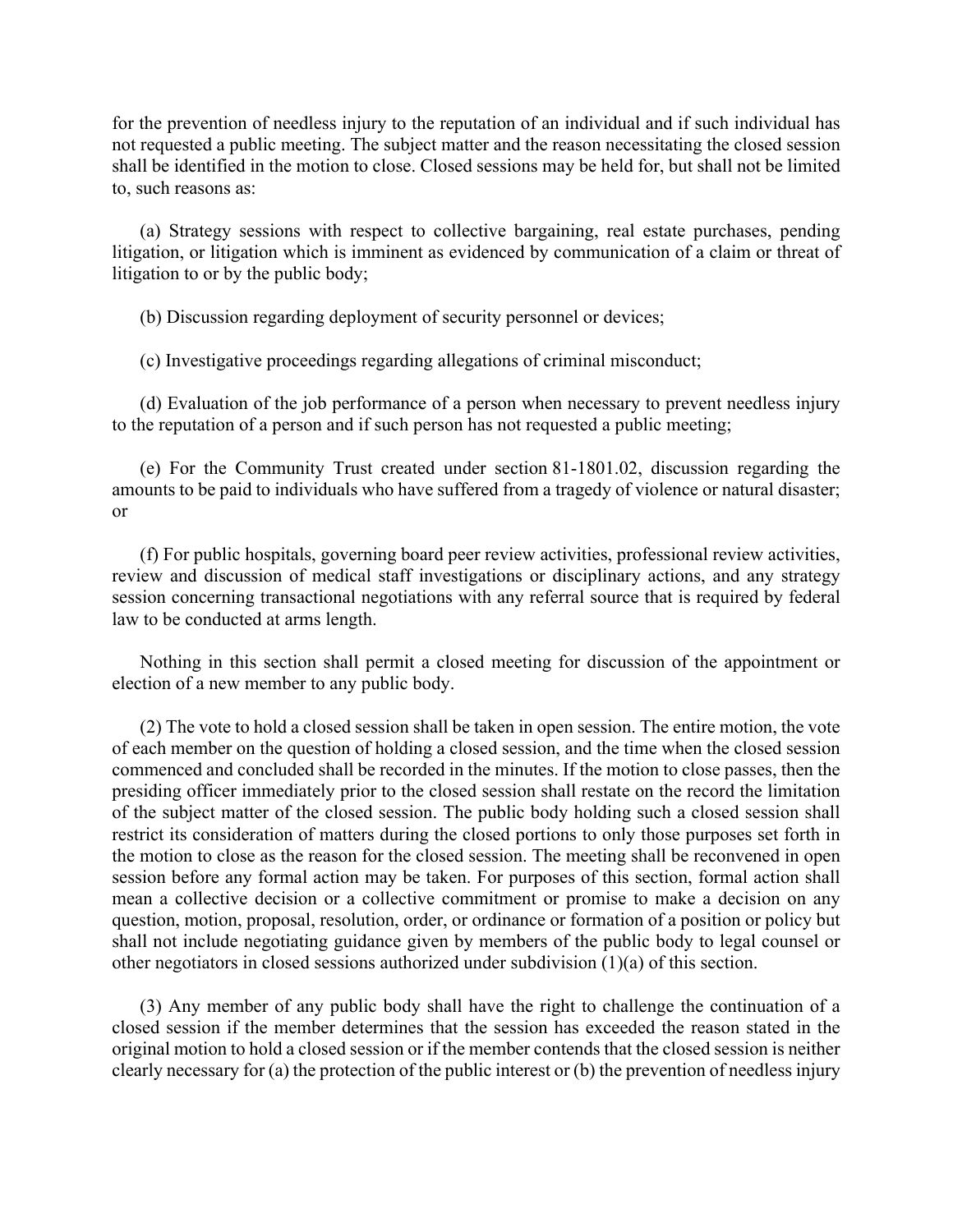for the prevention of needless injury to the reputation of an individual and if such individual has not requested a public meeting. The subject matter and the reason necessitating the closed session shall be identified in the motion to close. Closed sessions may be held for, but shall not be limited to, such reasons as:

(a) Strategy sessions with respect to collective bargaining, real estate purchases, pending litigation, or litigation which is imminent as evidenced by communication of a claim or threat of litigation to or by the public body;

(b) Discussion regarding deployment of security personnel or devices;

(c) Investigative proceedings regarding allegations of criminal misconduct;

(d) Evaluation of the job performance of a person when necessary to prevent needless injury to the reputation of a person and if such person has not requested a public meeting;

(e) For the Community Trust created under section 81-1801.02, discussion regarding the amounts to be paid to individuals who have suffered from a tragedy of violence or natural disaster; or

(f) For public hospitals, governing board peer review activities, professional review activities, review and discussion of medical staff investigations or disciplinary actions, and any strategy session concerning transactional negotiations with any referral source that is required by federal law to be conducted at arms length.

Nothing in this section shall permit a closed meeting for discussion of the appointment or election of a new member to any public body.

(2) The vote to hold a closed session shall be taken in open session. The entire motion, the vote of each member on the question of holding a closed session, and the time when the closed session commenced and concluded shall be recorded in the minutes. If the motion to close passes, then the presiding officer immediately prior to the closed session shall restate on the record the limitation of the subject matter of the closed session. The public body holding such a closed session shall restrict its consideration of matters during the closed portions to only those purposes set forth in the motion to close as the reason for the closed session. The meeting shall be reconvened in open session before any formal action may be taken. For purposes of this section, formal action shall mean a collective decision or a collective commitment or promise to make a decision on any question, motion, proposal, resolution, order, or ordinance or formation of a position or policy but shall not include negotiating guidance given by members of the public body to legal counsel or other negotiators in closed sessions authorized under subdivision (1)(a) of this section.

(3) Any member of any public body shall have the right to challenge the continuation of a closed session if the member determines that the session has exceeded the reason stated in the original motion to hold a closed session or if the member contends that the closed session is neither clearly necessary for (a) the protection of the public interest or (b) the prevention of needless injury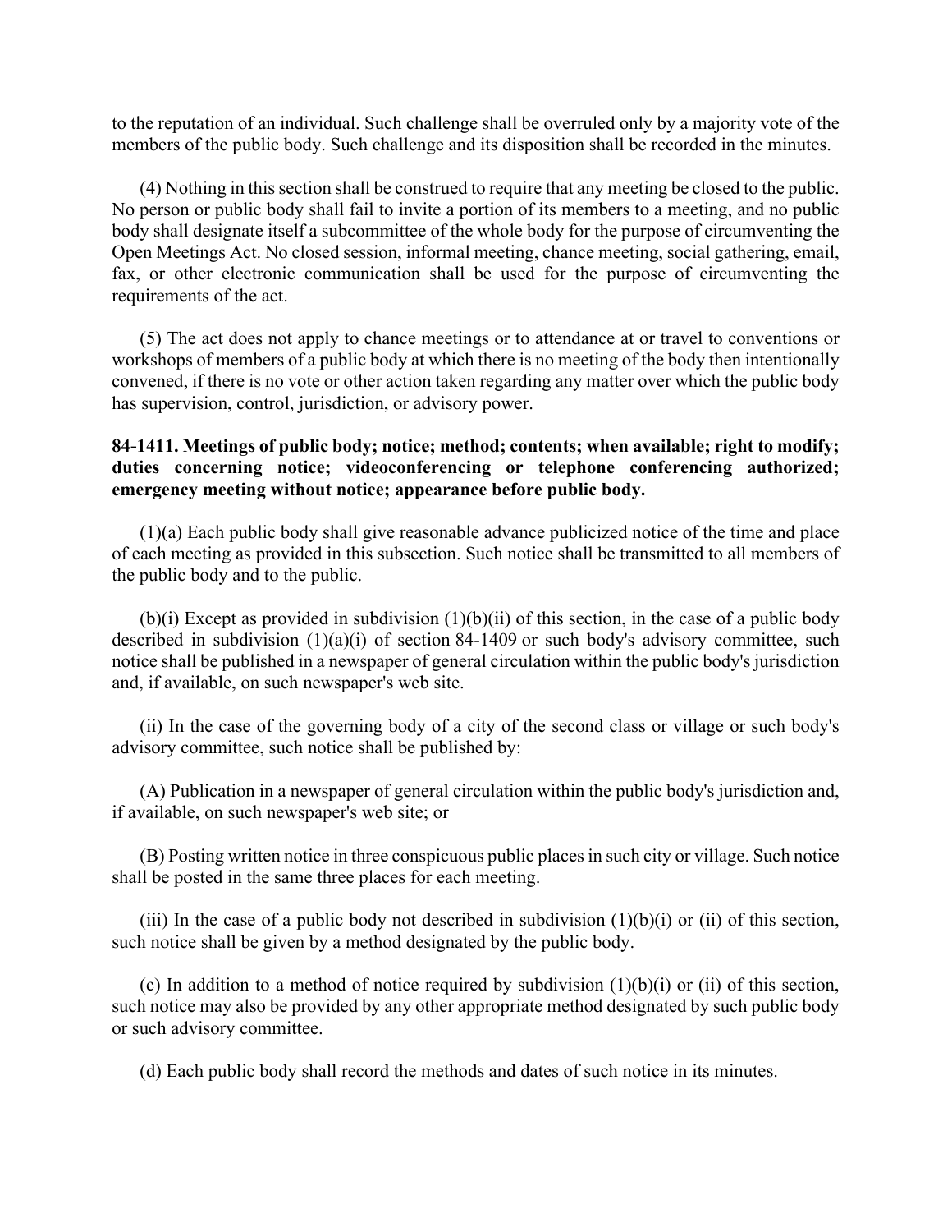to the reputation of an individual. Such challenge shall be overruled only by a majority vote of the members of the public body. Such challenge and its disposition shall be recorded in the minutes.

(4) Nothing in this section shall be construed to require that any meeting be closed to the public. No person or public body shall fail to invite a portion of its members to a meeting, and no public body shall designate itself a subcommittee of the whole body for the purpose of circumventing the Open Meetings Act. No closed session, informal meeting, chance meeting, social gathering, email, fax, or other electronic communication shall be used for the purpose of circumventing the requirements of the act.

(5) The act does not apply to chance meetings or to attendance at or travel to conventions or workshops of members of a public body at which there is no meeting of the body then intentionally convened, if there is no vote or other action taken regarding any matter over which the public body has supervision, control, jurisdiction, or advisory power.

**84-1411. Meetings of public body; notice; method; contents; when available; right to modify; duties concerning notice; videoconferencing or telephone conferencing authorized; emergency meeting without notice; appearance before public body.**

(1)(a) Each public body shall give reasonable advance publicized notice of the time and place of each meeting as provided in this subsection. Such notice shall be transmitted to all members of the public body and to the public.

(b)(i) Except as provided in subdivision (1)(b)(ii) of this section, in the case of a public body described in subdivision (1)(a)(i) of section 84-1409 or such body's advisory committee, such notice shall be published in a newspaper of general circulation within the public body's jurisdiction and, if available, on such newspaper's web site.

(ii) In the case of the governing body of a city of the second class or village or such body's advisory committee, such notice shall be published by:

(A) Publication in a newspaper of general circulation within the public body's jurisdiction and, if available, on such newspaper's web site; or

(B) Posting written notice in three conspicuous public places in such city or village. Such notice shall be posted in the same three places for each meeting.

(iii) In the case of a public body not described in subdivision (1)(b)(i) or (ii) of this section, such notice shall be given by a method designated by the public body.

(c) In addition to a method of notice required by subdivision (1)(b)(i) or (ii) of this section, such notice may also be provided by any other appropriate method designated by such public body or such advisory committee.

(d) Each public body shall record the methods and dates of such notice in its minutes.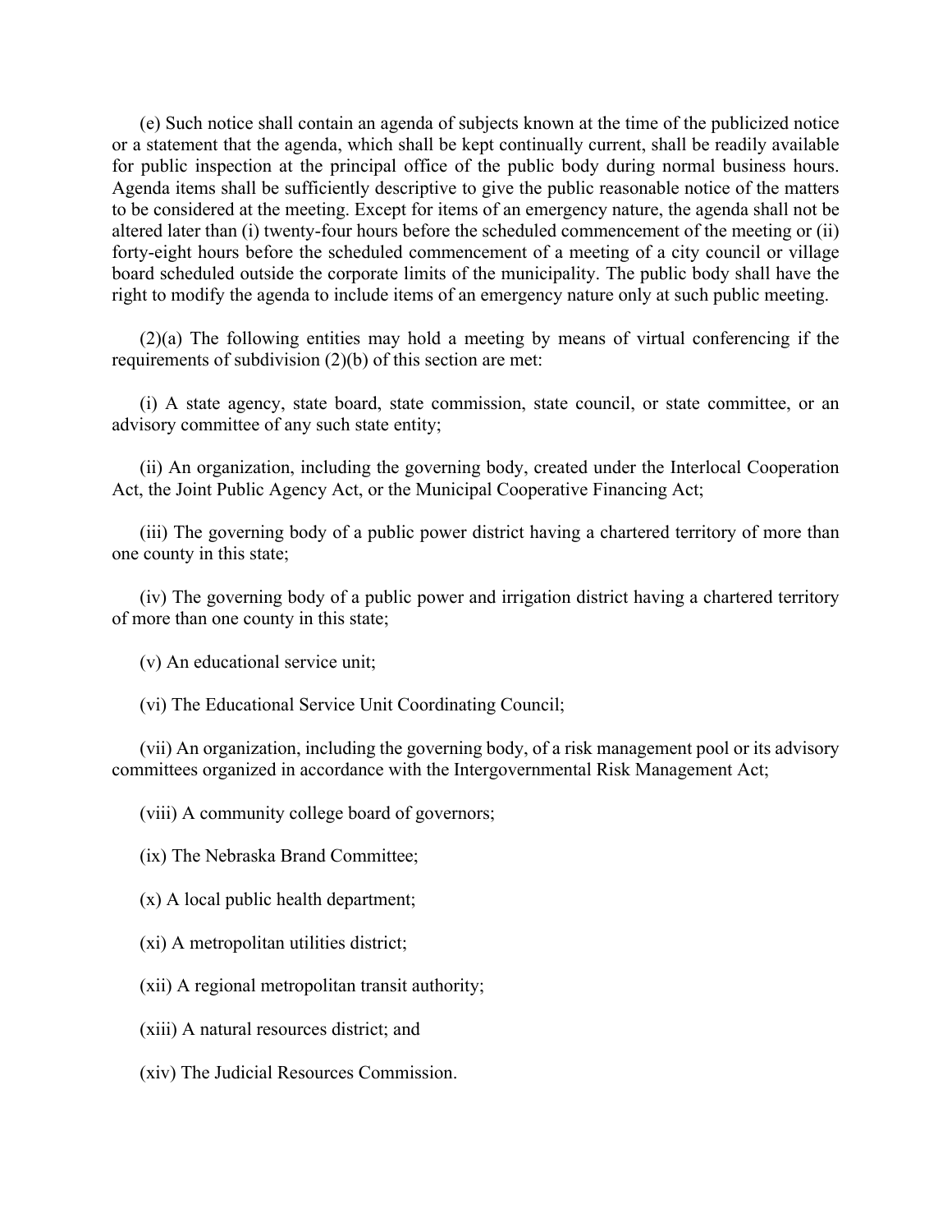(e) Such notice shall contain an agenda of subjects known at the time of the publicized notice or a statement that the agenda, which shall be kept continually current, shall be readily available for public inspection at the principal office of the public body during normal business hours. Agenda items shall be sufficiently descriptive to give the public reasonable notice of the matters to be considered at the meeting. Except for items of an emergency nature, the agenda shall not be altered later than (i) twenty-four hours before the scheduled commencement of the meeting or (ii) forty-eight hours before the scheduled commencement of a meeting of a city council or village board scheduled outside the corporate limits of the municipality. The public body shall have the right to modify the agenda to include items of an emergency nature only at such public meeting.

(2)(a) The following entities may hold a meeting by means of virtual conferencing if the requirements of subdivision (2)(b) of this section are met:

(i) A state agency, state board, state commission, state council, or state committee, or an advisory committee of any such state entity;

(ii) An organization, including the governing body, created under the Interlocal Cooperation Act, the Joint Public Agency Act, or the Municipal Cooperative Financing Act;

(iii) The governing body of a public power district having a chartered territory of more than one county in this state;

(iv) The governing body of a public power and irrigation district having a chartered territory of more than one county in this state;

(v) An educational service unit;

(vi) The Educational Service Unit Coordinating Council;

(vii) An organization, including the governing body, of a risk management pool or its advisory committees organized in accordance with the Intergovernmental Risk Management Act;

(viii) A community college board of governors;

(ix) The Nebraska Brand Committee;

(x) A local public health department;

(xi) A metropolitan utilities district;

(xii) A regional metropolitan transit authority;

(xiii) A natural resources district; and

(xiv) The Judicial Resources Commission.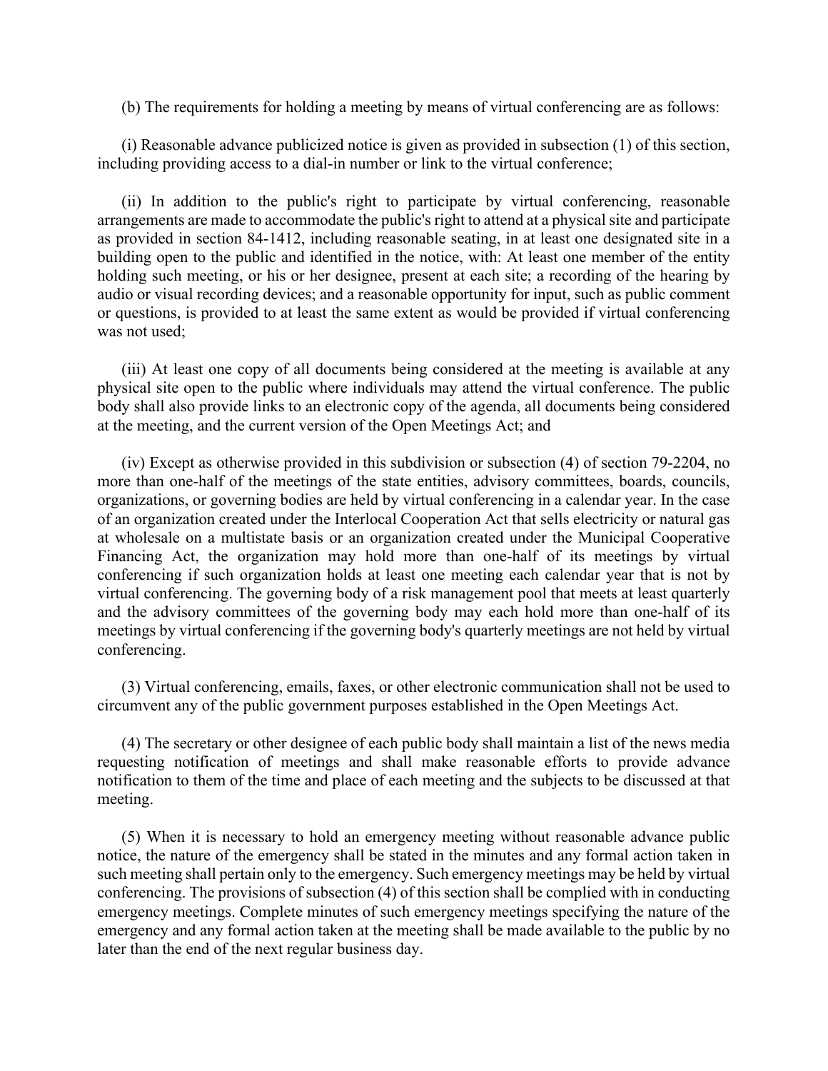(b) The requirements for holding a meeting by means of virtual conferencing are as follows:

(i) Reasonable advance publicized notice is given as provided in subsection (1) of this section, including providing access to a dial-in number or link to the virtual conference;

(ii) In addition to the public's right to participate by virtual conferencing, reasonable arrangements are made to accommodate the public's right to attend at a physical site and participate as provided in section 84-1412, including reasonable seating, in at least one designated site in a building open to the public and identified in the notice, with: At least one member of the entity holding such meeting, or his or her designee, present at each site; a recording of the hearing by audio or visual recording devices; and a reasonable opportunity for input, such as public comment or questions, is provided to at least the same extent as would be provided if virtual conferencing was not used;

(iii) At least one copy of all documents being considered at the meeting is available at any physical site open to the public where individuals may attend the virtual conference. The public body shall also provide links to an electronic copy of the agenda, all documents being considered at the meeting, and the current version of the Open Meetings Act; and

(iv) Except as otherwise provided in this subdivision or subsection (4) of section 79-2204, no more than one-half of the meetings of the state entities, advisory committees, boards, councils, organizations, or governing bodies are held by virtual conferencing in a calendar year. In the case of an organization created under the Interlocal Cooperation Act that sells electricity or natural gas at wholesale on a multistate basis or an organization created under the Municipal Cooperative Financing Act, the organization may hold more than one-half of its meetings by virtual conferencing if such organization holds at least one meeting each calendar year that is not by virtual conferencing. The governing body of a risk management pool that meets at least quarterly and the advisory committees of the governing body may each hold more than one-half of its meetings by virtual conferencing if the governing body's quarterly meetings are not held by virtual conferencing.

(3) Virtual conferencing, emails, faxes, or other electronic communication shall not be used to circumvent any of the public government purposes established in the Open Meetings Act.

(4) The secretary or other designee of each public body shall maintain a list of the news media requesting notification of meetings and shall make reasonable efforts to provide advance notification to them of the time and place of each meeting and the subjects to be discussed at that meeting.

(5) When it is necessary to hold an emergency meeting without reasonable advance public notice, the nature of the emergency shall be stated in the minutes and any formal action taken in such meeting shall pertain only to the emergency. Such emergency meetings may be held by virtual conferencing. The provisions of subsection (4) of this section shall be complied with in conducting emergency meetings. Complete minutes of such emergency meetings specifying the nature of the emergency and any formal action taken at the meeting shall be made available to the public by no later than the end of the next regular business day.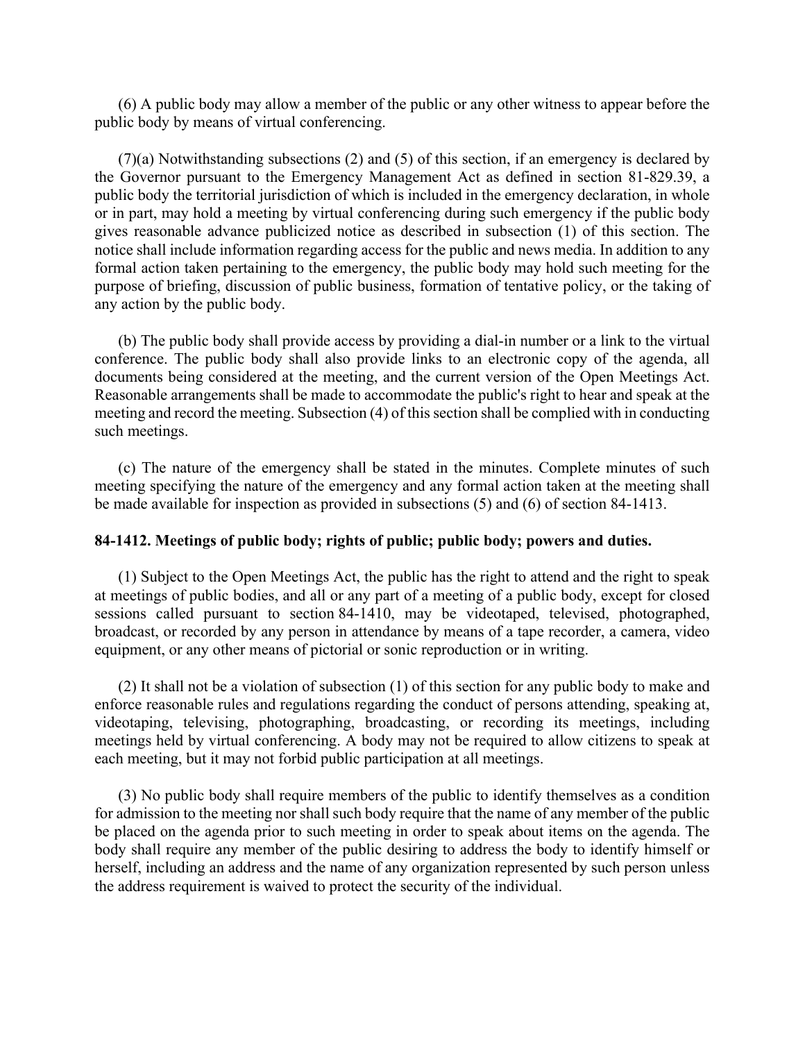(6) A public body may allow a member of the public or any other witness to appear before the public body by means of virtual conferencing.

(7)(a) Notwithstanding subsections (2) and (5) of this section, if an emergency is declared by the Governor pursuant to the Emergency Management Act as defined in section 81-829.39, a public body the territorial jurisdiction of which is included in the emergency declaration, in whole or in part, may hold a meeting by virtual conferencing during such emergency if the public body gives reasonable advance publicized notice as described in subsection (1) of this section. The notice shall include information regarding access for the public and news media. In addition to any formal action taken pertaining to the emergency, the public body may hold such meeting for the purpose of briefing, discussion of public business, formation of tentative policy, or the taking of any action by the public body.

(b) The public body shall provide access by providing a dial-in number or a link to the virtual conference. The public body shall also provide links to an electronic copy of the agenda, all documents being considered at the meeting, and the current version of the Open Meetings Act. Reasonable arrangements shall be made to accommodate the public's right to hear and speak at the meeting and record the meeting. Subsection (4) of this section shall be complied with in conducting such meetings.

(c) The nature of the emergency shall be stated in the minutes. Complete minutes of such meeting specifying the nature of the emergency and any formal action taken at the meeting shall be made available for inspection as provided in subsections (5) and (6) of section 84-1413.

**84-1412. Meetings of public body; rights of public; public body; powers and duties.**

(1) Subject to the Open Meetings Act, the public has the right to attend and the right to speak at meetings of public bodies, and all or any part of a meeting of a public body, except for closed sessions called pursuant to section 84-1410, may be videotaped, televised, photographed, broadcast, or recorded by any person in attendance by means of a tape recorder, a camera, video equipment, or any other means of pictorial or sonic reproduction or in writing.

(2) It shall not be a violation of subsection (1) of this section for any public body to make and enforce reasonable rules and regulations regarding the conduct of persons attending, speaking at, videotaping, televising, photographing, broadcasting, or recording its meetings, including meetings held by virtual conferencing. A body may not be required to allow citizens to speak at each meeting, but it may not forbid public participation at all meetings.

(3) No public body shall require members of the public to identify themselves as a condition for admission to the meeting nor shall such body require that the name of any member of the public be placed on the agenda prior to such meeting in order to speak about items on the agenda. The body shall require any member of the public desiring to address the body to identify himself or herself, including an address and the name of any organization represented by such person unless the address requirement is waived to protect the security of the individual.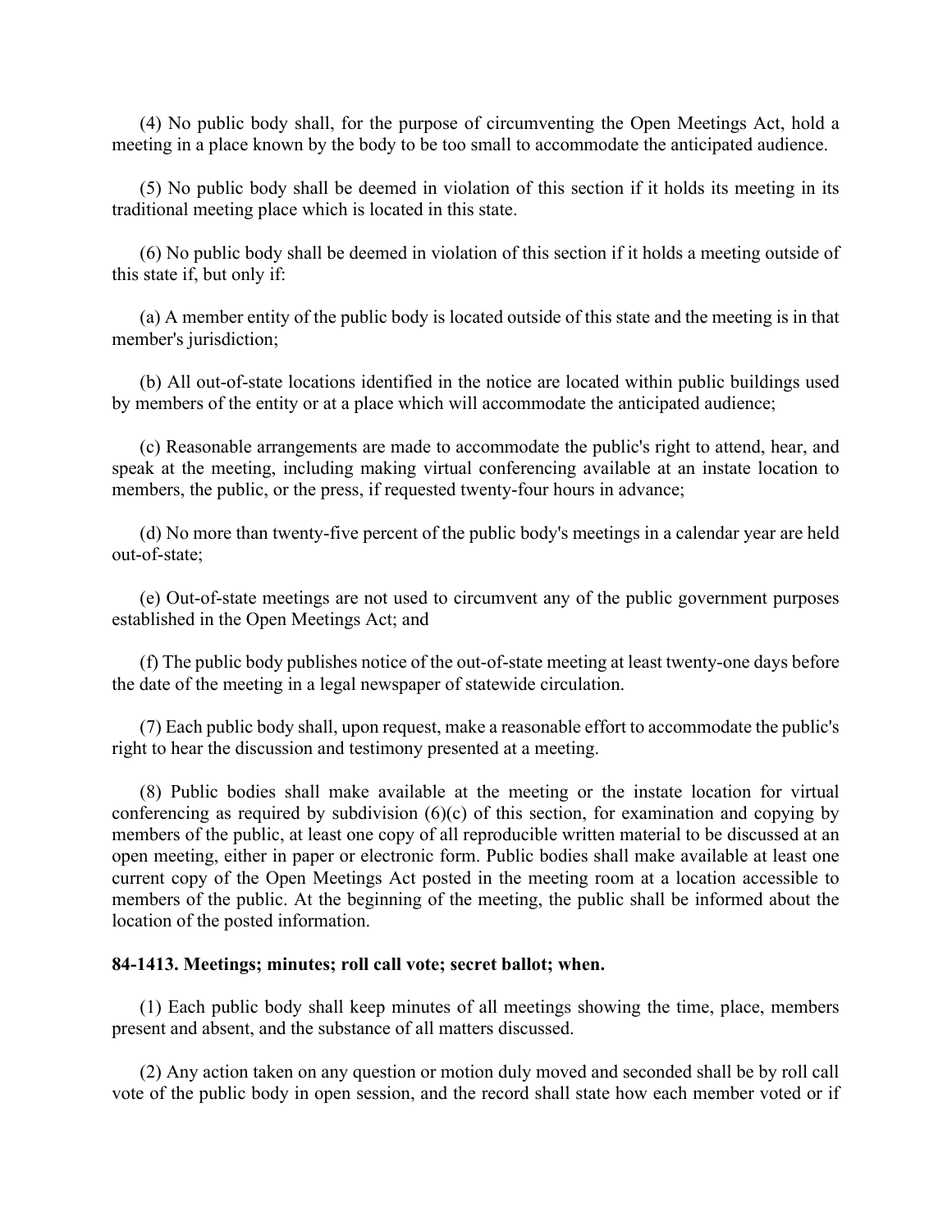(4) No public body shall, for the purpose of circumventing the Open Meetings Act, hold a meeting in a place known by the body to be too small to accommodate the anticipated audience.

(5) No public body shall be deemed in violation of this section if it holds its meeting in its traditional meeting place which is located in this state.

(6) No public body shall be deemed in violation of this section if it holds a meeting outside of this state if, but only if:

(a) A member entity of the public body is located outside of this state and the meeting is in that member's jurisdiction;

(b) All out-of-state locations identified in the notice are located within public buildings used by members of the entity or at a place which will accommodate the anticipated audience;

(c) Reasonable arrangements are made to accommodate the public's right to attend, hear, and speak at the meeting, including making virtual conferencing available at an instate location to members, the public, or the press, if requested twenty-four hours in advance;

(d) No more than twenty-five percent of the public body's meetings in a calendar year are held out-of-state;

(e) Out-of-state meetings are not used to circumvent any of the public government purposes established in the Open Meetings Act; and

(f) The public body publishes notice of the out-of-state meeting at least twenty-one days before the date of the meeting in a legal newspaper of statewide circulation.

(7) Each public body shall, upon request, make a reasonable effort to accommodate the public's right to hear the discussion and testimony presented at a meeting.

(8) Public bodies shall make available at the meeting or the instate location for virtual conferencing as required by subdivision (6)(c) of this section, for examination and copying by members of the public, at least one copy of all reproducible written material to be discussed at an open meeting, either in paper or electronic form. Public bodies shall make available at least one current copy of the Open Meetings Act posted in the meeting room at a location accessible to members of the public. At the beginning of the meeting, the public shall be informed about the location of the posted information.

**84-1413. Meetings; minutes; roll call vote; secret ballot; when.**

(1) Each public body shall keep minutes of all meetings showing the time, place, members present and absent, and the substance of all matters discussed.

(2) Any action taken on any question or motion duly moved and seconded shall be by roll call vote of the public body in open session, and the record shall state how each member voted or if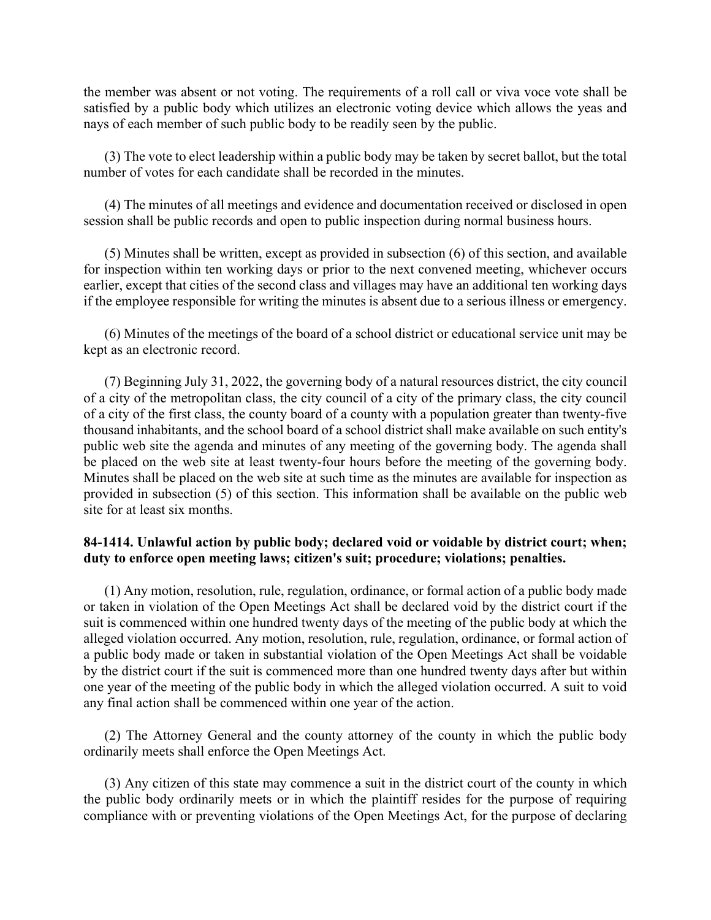the member was absent or not voting. The requirements of a roll call or viva voce vote shall be satisfied by a public body which utilizes an electronic voting device which allows the yeas and nays of each member of such public body to be readily seen by the public.

(3) The vote to elect leadership within a public body may be taken by secret ballot, but the total number of votes for each candidate shall be recorded in the minutes.

(4) The minutes of all meetings and evidence and documentation received or disclosed in open session shall be public records and open to public inspection during normal business hours.

(5) Minutes shall be written, except as provided in subsection (6) of this section, and available for inspection within ten working days or prior to the next convened meeting, whichever occurs earlier, except that cities of the second class and villages may have an additional ten working days if the employee responsible for writing the minutes is absent due to a serious illness or emergency.

(6) Minutes of the meetings of the board of a school district or educational service unit may be kept as an electronic record.

(7) Beginning July 31, 2022, the governing body of a natural resources district, the city council of a city of the metropolitan class, the city council of a city of the primary class, the city council of a city of the first class, the county board of a county with a population greater than twenty-five thousand inhabitants, and the school board of a school district shall make available on such entity's public web site the agenda and minutes of any meeting of the governing body. The agenda shall be placed on the web site at least twenty-four hours before the meeting of the governing body. Minutes shall be placed on the web site at such time as the minutes are available for inspection as provided in subsection (5) of this section. This information shall be available on the public web site for at least six months.

**84-1414. Unlawful action by public body; declared void or voidable by district court; when; duty to enforce open meeting laws; citizen's suit; procedure; violations; penalties.**

(1) Any motion, resolution, rule, regulation, ordinance, or formal action of a public body made or taken in violation of the Open Meetings Act shall be declared void by the district court if the suit is commenced within one hundred twenty days of the meeting of the public body at which the alleged violation occurred. Any motion, resolution, rule, regulation, ordinance, or formal action of a public body made or taken in substantial violation of the Open Meetings Act shall be voidable by the district court if the suit is commenced more than one hundred twenty days after but within one year of the meeting of the public body in which the alleged violation occurred. A suit to void any final action shall be commenced within one year of the action.

(2) The Attorney General and the county attorney of the county in which the public body ordinarily meets shall enforce the Open Meetings Act.

(3) Any citizen of this state may commence a suit in the district court of the county in which the public body ordinarily meets or in which the plaintiff resides for the purpose of requiring compliance with or preventing violations of the Open Meetings Act, for the purpose of declaring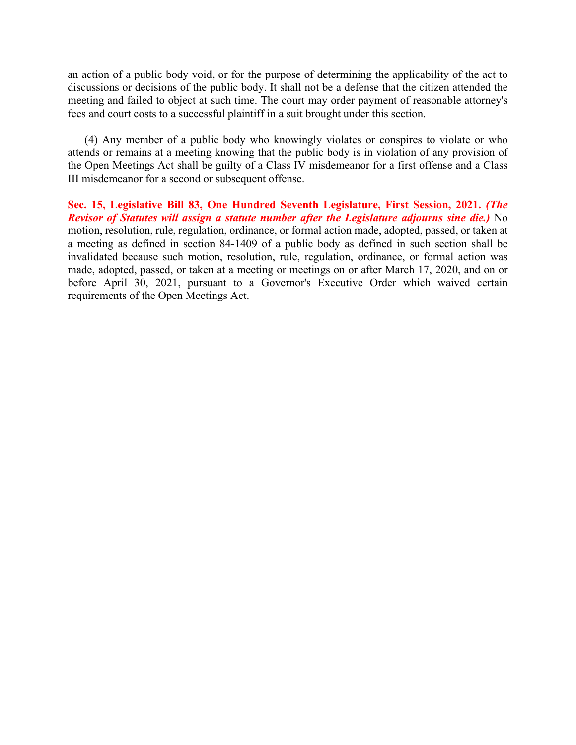an action of a public body void, or for the purpose of determining the applicability of the act to discussions or decisions of the public body. It shall not be a defense that the citizen attended the meeting and failed to object at such time. The court may order payment of reasonable attorney's fees and court costs to a successful plaintiff in a suit brought under this section.

(4) Any member of a public body who knowingly violates or conspires to violate or who attends or remains at a meeting knowing that the public body is in violation of any provision of the Open Meetings Act shall be guilty of a Class IV misdemeanor for a first offense and a Class III misdemeanor for a second or subsequent offense.

**Sec. 15, Legislative Bill 83, One Hundred Seventh Legislature, First Session, 2021.** ***(The Revisor of Statutes will assign a statute number after the Legislature adjourns sine die.)*** No motion, resolution, rule, regulation, ordinance, or formal action made, adopted, passed, or taken at a meeting as defined in section 84-1409 of a public body as defined in such section shall be invalidated because such motion, resolution, rule, regulation, ordinance, or formal action was made, adopted, passed, or taken at a meeting or meetings on or after March 17, 2020, and on or before April 30, 2021, pursuant to a Governor's Executive Order which waived certain requirements of the Open Meetings Act.